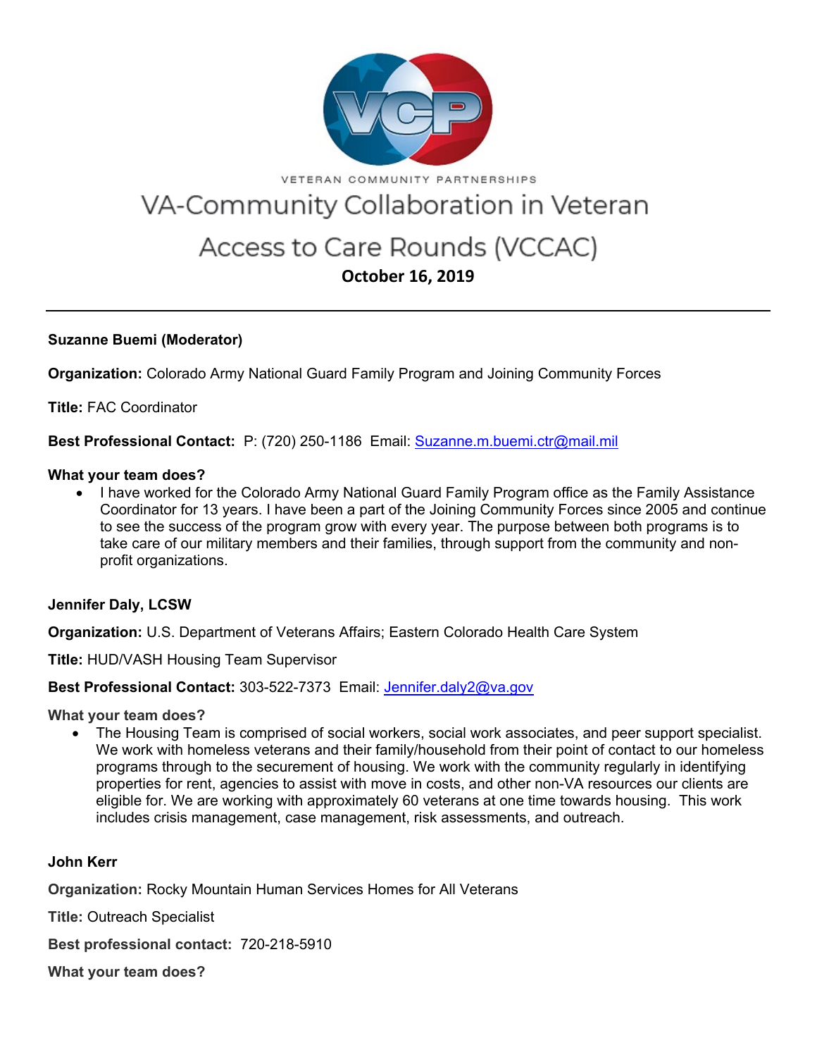VETERAN COMMUNITY PARTNERSHIPS

# VA-Community Collaboration in Veteran Access to Care Rounds (VCCAC)

**October 16, 2019**

---

**Suzanne Buemi (Moderator)**

**Organization:** Colorado Army National Guard Family Program and Joining Community Forces

**Title:** FAC Coordinator

**Best Professional Contact:** P: (720) 250-1186 Email: Suzanne.m.buemi.ctr@mail.mil

**What your team does?**

- I have worked for the Colorado Army National Guard Family Program office as the Family Assistance Coordinator for 13 years. I have been a part of the Joining Community Forces since 2005 and continue to see the success of the program grow with every year. The purpose between both programs is to take care of our military members and their families, through support from the community and non-profit organizations.

**Jennifer Daly, LCSW**

**Organization:** U.S. Department of Veterans Affairs; Eastern Colorado Health Care System

**Title:** HUD/VASH Housing Team Supervisor

**Best Professional Contact:** 303-522-7373 Email: Jennifer.daly2@va.gov

**What your team does?**

- The Housing Team is comprised of social workers, social work associates, and peer support specialist. We work with homeless veterans and their family/household from their point of contact to our homeless programs through to the securement of housing. We work with the community regularly in identifying properties for rent, agencies to assist with move in costs, and other non-VA resources our clients are eligible for. We are working with approximately 60 veterans at one time towards housing. This work includes crisis management, case management, risk assessments, and outreach.

**John Kerr**

**Organization:** Rocky Mountain Human Services Homes for All Veterans

**Title:** Outreach Specialist

**Best professional contact:** 720-218-5910

**What your team does?**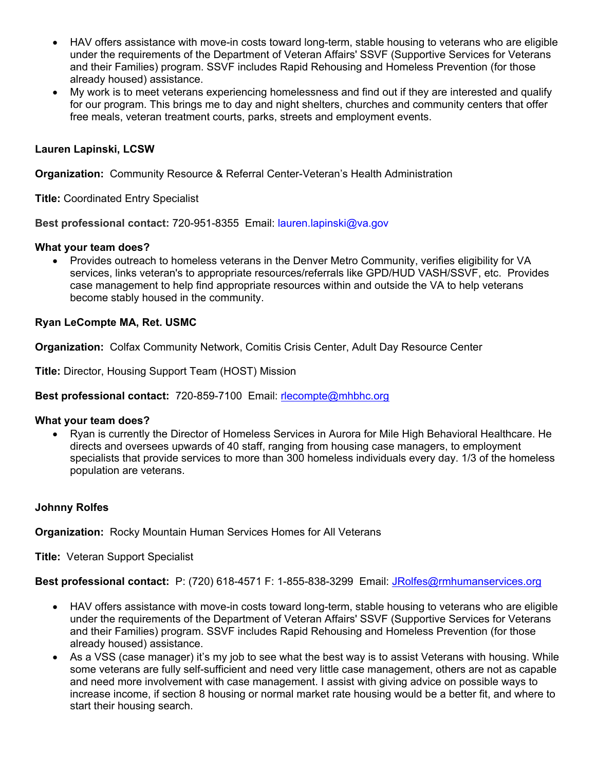- HAV offers assistance with move-in costs toward long-term, stable housing to veterans who are eligible under the requirements of the Department of Veteran Affairs' SSVF (Supportive Services for Veterans and their Families) program. SSVF includes Rapid Rehousing and Homeless Prevention (for those already housed) assistance.
- My work is to meet veterans experiencing homelessness and find out if they are interested and qualify for our program. This brings me to day and night shelters, churches and community centers that offer free meals, veteran treatment courts, parks, streets and employment events.

**Lauren Lapinski, LCSW**

**Organization:** Community Resource & Referral Center-Veteran's Health Administration

**Title:** Coordinated Entry Specialist

**Best professional contact:** 720-951-8355 Email: lauren.lapinski@va.gov

**What your team does?**

- Provides outreach to homeless veterans in the Denver Metro Community, verifies eligibility for VA services, links veteran's to appropriate resources/referrals like GPD/HUD VASH/SSVF, etc. Provides case management to help find appropriate resources within and outside the VA to help veterans become stably housed in the community.

**Ryan LeCompte MA, Ret. USMC**

**Organization:** Colfax Community Network, Comitis Crisis Center, Adult Day Resource Center

**Title:** Director, Housing Support Team (HOST) Mission

**Best professional contact:** 720-859-7100 Email: rlecompte@mhbhc.org

**What your team does?**

- Ryan is currently the Director of Homeless Services in Aurora for Mile High Behavioral Healthcare. He directs and oversees upwards of 40 staff, ranging from housing case managers, to employment specialists that provide services to more than 300 homeless individuals every day. 1/3 of the homeless population are veterans.

**Johnny Rolfes**

**Organization:** Rocky Mountain Human Services Homes for All Veterans

**Title:** Veteran Support Specialist

**Best professional contact:** P: (720) 618-4571 F: 1-855-838-3299 Email: JRolfes@rmhumanservices.org

- HAV offers assistance with move-in costs toward long-term, stable housing to veterans who are eligible under the requirements of the Department of Veteran Affairs' SSVF (Supportive Services for Veterans and their Families) program. SSVF includes Rapid Rehousing and Homeless Prevention (for those already housed) assistance.
- As a VSS (case manager) it's my job to see what the best way is to assist Veterans with housing. While some veterans are fully self-sufficient and need very little case management, others are not as capable and need more involvement with case management. I assist with giving advice on possible ways to increase income, if section 8 housing or normal market rate housing would be a better fit, and where to start their housing search.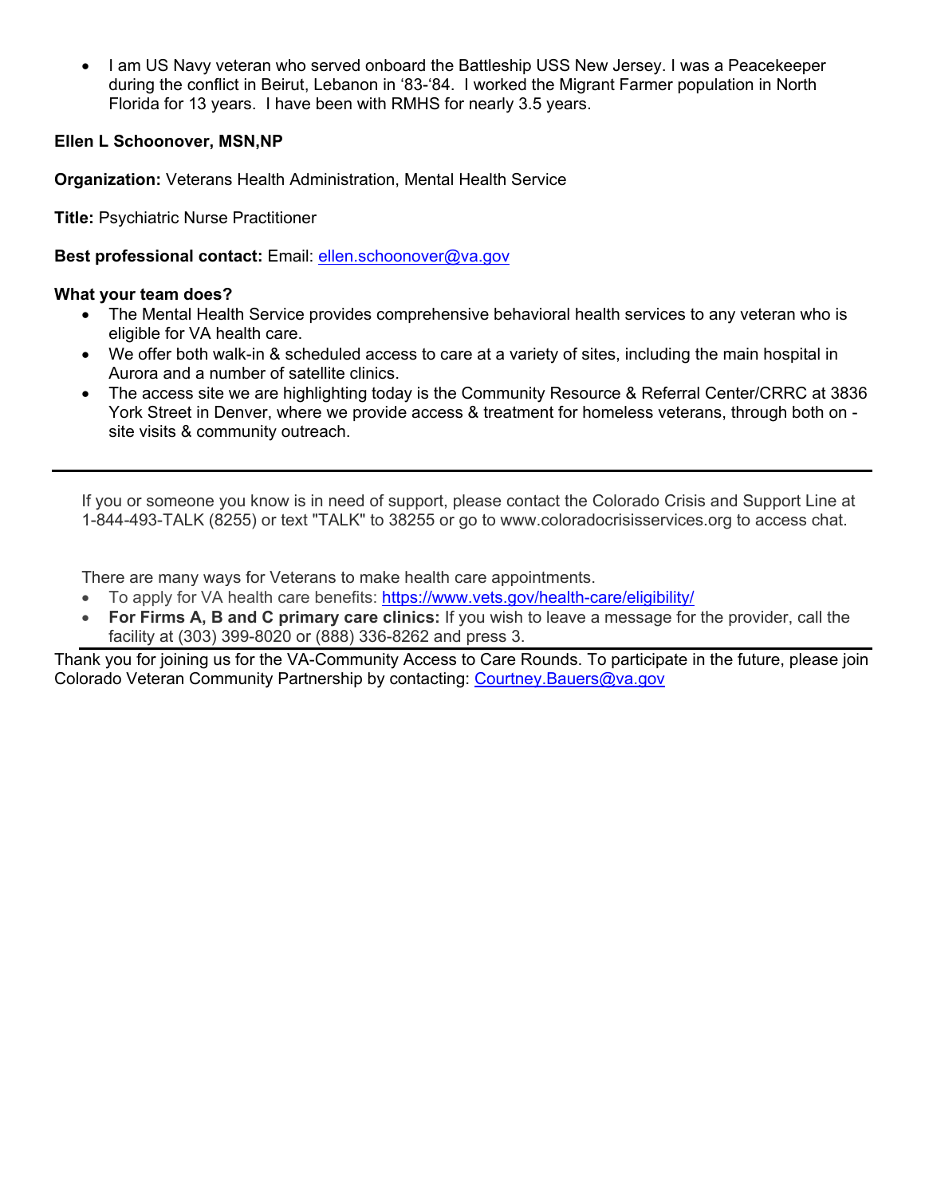- I am US Navy veteran who served onboard the Battleship USS New Jersey. I was a Peacekeeper during the conflict in Beirut, Lebanon in '83-'84. I worked the Migrant Farmer population in North Florida for 13 years. I have been with RMHS for nearly 3.5 years.

**Ellen L Schoonover, MSN,NP**

**Organization:** Veterans Health Administration, Mental Health Service

**Title:** Psychiatric Nurse Practitioner

**Best professional contact:** Email: ellen.schoonover@va.gov

**What your team does?**

- The Mental Health Service provides comprehensive behavioral health services to any veteran who is eligible for VA health care.
- We offer both walk-in & scheduled access to care at a variety of sites, including the main hospital in Aurora and a number of satellite clinics.
- The access site we are highlighting today is the Community Resource & Referral Center/CRRC at 3836 York Street in Denver, where we provide access & treatment for homeless veterans, through both on - site visits & community outreach.

---

If you or someone you know is in need of support, please contact the Colorado Crisis and Support Line at 1-844-493-TALK (8255) or text "TALK" to 38255 or go to www.coloradocrisisservices.org to access chat.

There are many ways for Veterans to make health care appointments.

- To apply for VA health care benefits: https://www.vets.gov/health-care/eligibility/
- **For Firms A, B and C primary care clinics:** If you wish to leave a message for the provider, call the facility at (303) 399-8020 or (888) 336-8262 and press 3.

---

Thank you for joining us for the VA-Community Access to Care Rounds. To participate in the future, please join Colorado Veteran Community Partnership by contacting: Courtney.Bauers@va.gov